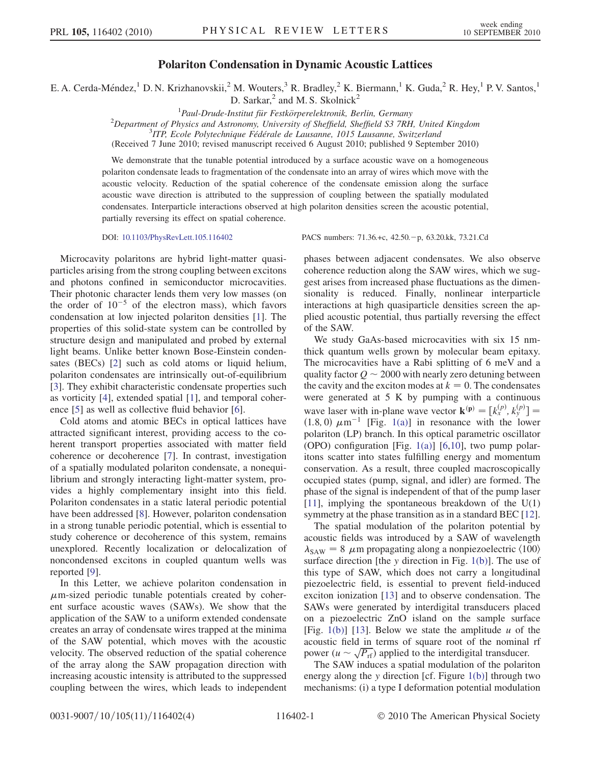# Polariton Condensation in Dynamic Acoustic Lattices

E. A. Cerda-Méndez,[1] D. N. Krizhanovskii,[2] M. Wouters,[3] R. Bradley,[2] K. Biermann,[1] K. Guda,[2] R. Hey,[1] P. V. Santos,[1] D. Sarkar,[2] and M. S. Skolnick[2]

[1]*Paul-Drude-Institut für Festkörperelektronik, Berlin, Germany*
[2]*Department of Physics and Astronomy, University of Sheffield, Sheffield S3 7RH, United Kingdom*
[3]*ITP, Ecole Polytechnique Fédérale de Lausanne, 1015 Lausanne, Switzerland*
(Received 7 June 2010; revised manuscript received 6 August 2010; published 9 September 2010)

We demonstrate that the tunable potential introduced by a surface acoustic wave on a homogeneous polariton condensate leads to fragmentation of the condensate into an array of wires which move with the acoustic velocity. Reduction of the spatial coherence of the condensate emission along the surface acoustic wave direction is attributed to the suppression of coupling between the spatially modulated condensates. Interparticle interactions observed at high polariton densities screen the acoustic potential, partially reversing its effect on spatial coherence.

DOI: 10.1103/PhysRevLett.105.116402 PACS numbers: 71.36.+c, 42.50.−p, 63.20.kk, 73.21.Cd

Microcavity polaritons are hybrid light-matter quasiparticles arising from the strong coupling between excitons and photons confined in semiconductor microcavities. Their photonic character lends them very low masses (on the order of $10^{-5}$ of the electron mass), which favors condensation at low injected polariton densities [1]. The properties of this solid-state system can be controlled by structure design and manipulated and probed by external light beams. Unlike better known Bose-Einstein condensates (BECs) [2] such as cold atoms or liquid helium, polariton condensates are intrinsically out-of-equilibrium [3]. They exhibit characteristic condensate properties such as vorticity [4], extended spatial [1], and temporal coherence [5] as well as collective fluid behavior [6].

Cold atoms and atomic BECs in optical lattices have attracted significant interest, providing access to the coherent transport properties associated with matter field coherence or decoherence [7]. In contrast, investigation of a spatially modulated polariton condensate, a nonequilibrium and strongly interacting light-matter system, provides a highly complementary insight into this field. Polariton condensates in a static lateral periodic potential have been addressed [8]. However, polariton condensation in a strong tunable periodic potential, which is essential to study coherence or decoherence of this system, remains unexplored. Recently localization or delocalization of noncondensed excitons in coupled quantum wells was reported [9].

In this Letter, we achieve polariton condensation in $\mu$m-sized periodic tunable potentials created by coherent surface acoustic waves (SAWs). We show that the application of the SAW to a uniform extended condensate creates an array of condensate wires trapped at the minima of the SAW potential, which moves with the acoustic velocity. The observed reduction of the spatial coherence of the array along the SAW propagation direction with increasing acoustic intensity is attributed to the suppressed coupling between the wires, which leads to independent phases between adjacent condensates. We also observe coherence reduction along the SAW wires, which we suggest arises from increased phase fluctuations as the dimensionality is reduced. Finally, nonlinear interparticle interactions at high quasiparticle densities screen the applied acoustic potential, thus partially reversing the effect of the SAW.

We study GaAs-based microcavities with six 15 nm-thick quantum wells grown by molecular beam epitaxy. The microcavities have a Rabi splitting of 6 meV and a quality factor $Q \sim 2000$ with nearly zero detuning between the cavity and the exciton modes at $k = 0$. The condensates were generated at 5 K by pumping with a continuous wave laser with in-plane wave vector $\mathbf{k}^{(\mathbf{p})} = [k_x^{(p)}, k_y^{(p)}] = (1.8, 0)\ \mu\text{m}^{-1}$ [Fig. 1(a)] in resonance with the lower polariton (LP) branch. In this optical parametric oscillator (OPO) configuration [Fig. 1(a)] [6,10], two pump polaritons scatter into states fulfilling energy and momentum conservation. As a result, three coupled macroscopically occupied states (pump, signal, and idler) are formed. The phase of the signal is independent of that of the pump laser [11], implying the spontaneous breakdown of the U(1) symmetry at the phase transition as in a standard BEC [12].

The spatial modulation of the polariton potential by acoustic fields was introduced by a SAW of wavelength $\lambda_{\text{SAW}} = 8\ \mu$m propagating along a nonpiezoelectric $\langle 100 \rangle$ surface direction [the $y$ direction in Fig. 1(b)]. The use of this type of SAW, which does not carry a longitudinal piezoelectric field, is essential to prevent field-induced exciton ionization [13] and to observe condensation. The SAWs were generated by interdigital transducers placed on a piezoelectric ZnO island on the sample surface [Fig. 1(b)] [13]. Below we state the amplitude $u$ of the acoustic field in terms of square root of the nominal rf power ($u \sim \sqrt{P_{\text{rf}}}$) applied to the interdigital transducer.

The SAW induces a spatial modulation of the polariton energy along the $y$ direction [cf. Figure 1(b)] through two mechanisms: (i) a type I deformation potential modulation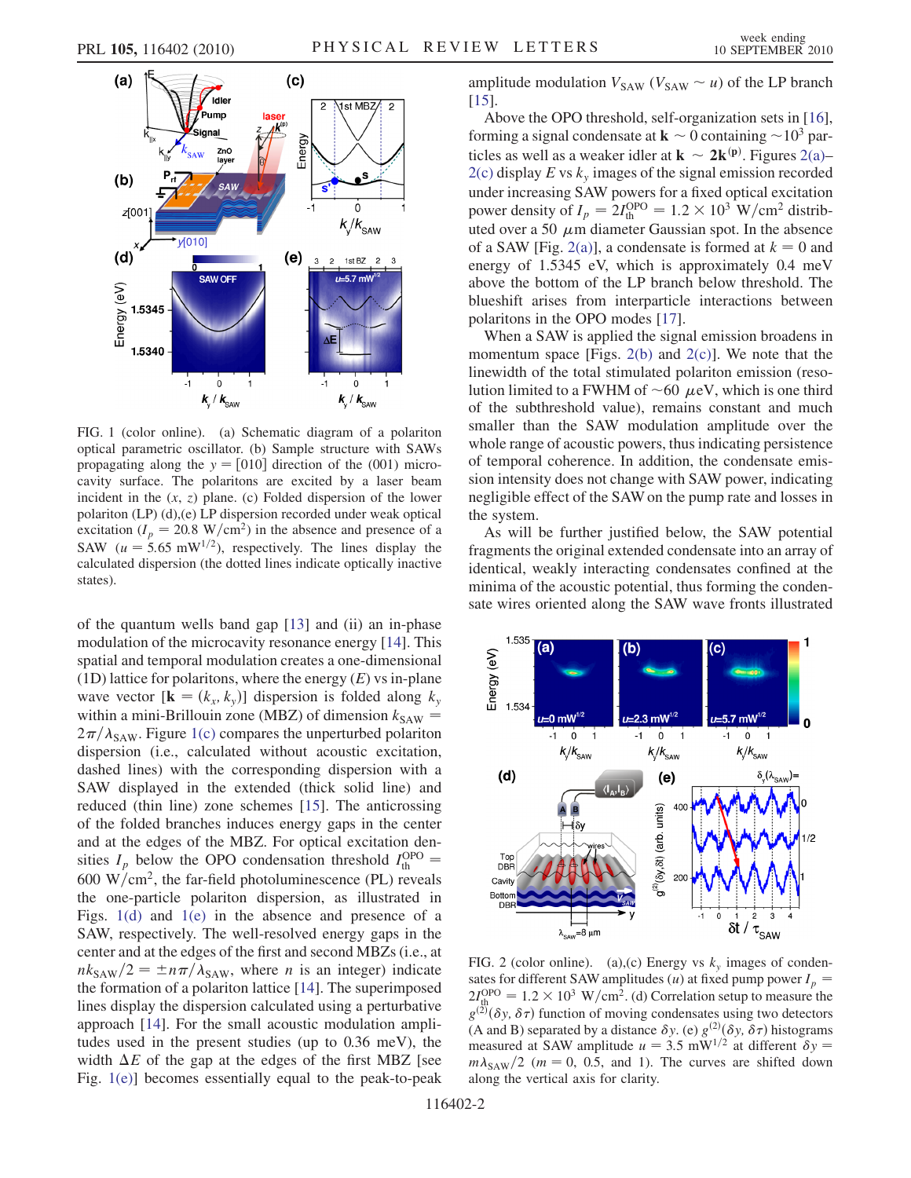FIG. 1 (color online). (a) Schematic diagram of a polariton optical parametric oscillator. (b) Sample structure with SAWs propagating along the $y = [010]$ direction of the (001) microcavity surface. The polaritons are excited by a laser beam incident in the ($x$, $z$) plane. (c) Folded dispersion of the lower polariton (LP) (d),(e) LP dispersion recorded under weak optical excitation ($I_p = 20.8$ W/cm$^2$) in the absence and presence of a SAW ($u = 5.65$ mW$^{1/2}$), respectively. The lines display the calculated dispersion (the dotted lines indicate optically inactive states).

of the quantum wells band gap [13] and (ii) an in-phase modulation of the microcavity resonance energy [14]. This spatial and temporal modulation creates a one-dimensional (1D) lattice for polaritons, where the energy ($E$) vs in-plane wave vector [$\mathbf{k} = (k_x, k_y)$] dispersion is folded along $k_y$ within a mini-Brillouin zone (MBZ) of dimension $k_{\rm SAW} = 2\pi/\lambda_{\rm SAW}$. Figure 1(c) compares the unperturbed polariton dispersion (i.e., calculated without acoustic excitation, dashed lines) with the corresponding dispersion with a SAW displayed in the extended (thick solid line) and reduced (thin line) zone schemes [15]. The anticrossing of the folded branches induces energy gaps in the center and at the edges of the MBZ. For optical excitation densities $I_p$ below the OPO condensation threshold $I_{\rm th}^{\rm OPO} = 600$ W/cm$^2$, the far-field photoluminescence (PL) reveals the one-particle polariton dispersion, as illustrated in Figs. 1(d) and 1(e) in the absence and presence of a SAW, respectively. The well-resolved energy gaps in the center and at the edges of the first and second MBZs (i.e., at $nk_{\rm SAW}/2 = \pm n\pi/\lambda_{\rm SAW}$, where $n$ is an integer) indicate the formation of a polariton lattice [14]. The superimposed lines display the dispersion calculated using a perturbative approach [14]. For the small acoustic modulation amplitudes used in the present studies (up to 0.36 meV), the width $\Delta E$ of the gap at the edges of the first MBZ [see Fig. 1(e)] becomes essentially equal to the peak-to-peak amplitude modulation $V_{\rm SAW}$ ($V_{\rm SAW} \sim u$) of the LP branch [15].

Above the OPO threshold, self-organization sets in [16], forming a signal condensate at $\mathbf{k} \sim 0$ containing $\sim 10^3$ particles as well as a weaker idler at $\mathbf{k} \sim 2\mathbf{k}^{(\rm p)}$. Figures 2(a)–2(c) display $E$ vs $k_y$ images of the signal emission recorded under increasing SAW powers for a fixed optical excitation power density of $I_p = 2I_{\rm th}^{\rm OPO} = 1.2 \times 10^3$ W/cm$^2$ distributed over a 50 $\mu$m diameter Gaussian spot. In the absence of a SAW [Fig. 2(a)], a condensate is formed at $k = 0$ and energy of 1.5345 eV, which is approximately 0.4 meV above the bottom of the LP branch below threshold. The blueshift arises from interparticle interactions between polaritons in the OPO modes [17].

When a SAW is applied the signal emission broadens in momentum space [Figs. 2(b) and 2(c)]. We note that the linewidth of the total stimulated polariton emission (resolution limited to a FWHM of $\sim 60$ $\mu$eV, which is one third of the subthreshold value), remains constant and much smaller than the SAW modulation amplitude over the whole range of acoustic powers, thus indicating persistence of temporal coherence. In addition, the condensate emission intensity does not change with SAW power, indicating negligible effect of the SAW on the pump rate and losses in the system.

As will be further justified below, the SAW potential fragments the original extended condensate into an array of identical, weakly interacting condensates confined at the minima of the acoustic potential, thus forming the condensate wires oriented along the SAW wave fronts illustrated

FIG. 2 (color online). (a),(c) Energy vs $k_y$ images of condensates for different SAW amplitudes ($u$) at fixed pump power $I_p = 2I_{\rm th}^{\rm OPO} = 1.2 \times 10^3$ W/cm$^2$. (d) Correlation setup to measure the $g^{(2)}(\delta y, \delta\tau)$ function of moving condensates using two detectors (A and B) separated by a distance $\delta y$. (e) $g^{(2)}(\delta y, \delta\tau)$ histograms measured at SAW amplitude $u = 3.5$ mW$^{1/2}$ at different $\delta y = m\lambda_{\rm SAW}/2$ ($m = 0$, 0.5, and 1). The curves are shifted down along the vertical axis for clarity.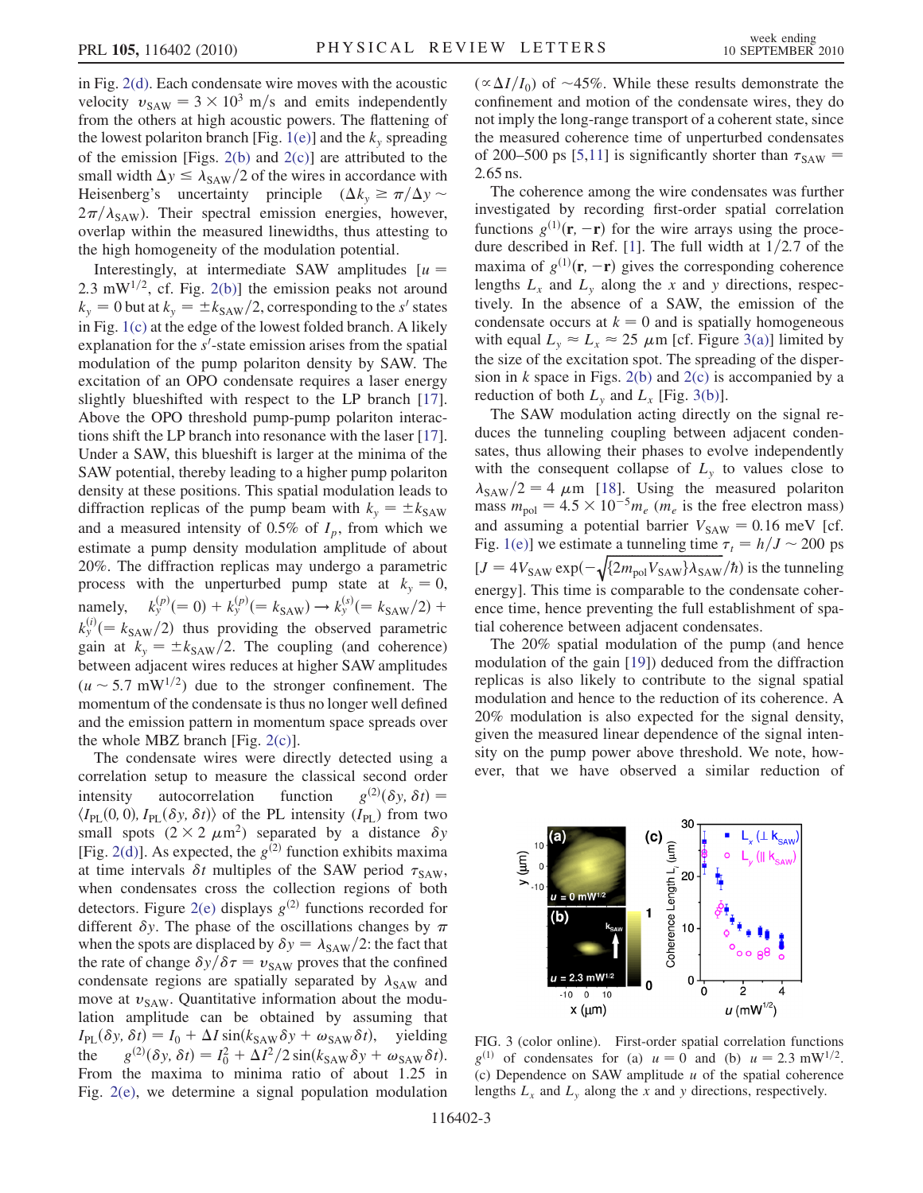in Fig. 2(d). Each condensate wire moves with the acoustic velocity $v_{\rm SAW} = 3 \times 10^3$ m/s and emits independently from the others at high acoustic powers. The flattening of the lowest polariton branch [Fig. 1(e)] and the $k_y$ spreading of the emission [Figs. 2(b) and 2(c)] are attributed to the small width $\Delta y \leq \lambda_{\rm SAW}/2$ of the wires in accordance with Heisenberg's uncertainty principle ($\Delta k_y \geq \pi/\Delta y \sim 2\pi/\lambda_{\rm SAW}$). Their spectral emission energies, however, overlap within the measured linewidths, thus attesting to the high homogeneity of the modulation potential.

Interestingly, at intermediate SAW amplitudes [$u = 2.3$ mW$^{1/2}$, cf. Fig. 2(b)] the emission peaks not around $k_y = 0$ but at $k_y = \pm k_{\rm SAW}/2$, corresponding to the $s'$ states in Fig. 1(c) at the edge of the lowest folded branch. A likely explanation for the $s'$-state emission arises from the spatial modulation of the pump polariton density by SAW. The excitation of an OPO condensate requires a laser energy slightly blueshifted with respect to the LP branch [17]. Above the OPO threshold pump-pump polariton interactions shift the LP branch into resonance with the laser [17]. Under a SAW, this blueshift is larger at the minima of the SAW potential, thereby leading to a higher pump polariton density at these positions. This spatial modulation leads to diffraction replicas of the pump beam with $k_y = \pm k_{\rm SAW}$ and a measured intensity of 0.5% of $I_p$, from which we estimate a pump density modulation amplitude of about 20%. The diffraction replicas may undergo a parametric process with the unperturbed pump state at $k_y = 0$, namely, $k_y^{(p)}(=0) + k_y^{(p)}(=k_{\rm SAW}) \rightarrow k_y^{(s)}(=k_{\rm SAW}/2) + k_y^{(i)}(=k_{\rm SAW}/2)$ thus providing the observed parametric gain at $k_y = \pm k_{\rm SAW}/2$. The coupling (and coherence) between adjacent wires reduces at higher SAW amplitudes ($u \sim 5.7$ mW$^{1/2}$) due to the stronger confinement. The momentum of the condensate is thus no longer well defined and the emission pattern in momentum space spreads over the whole MBZ branch [Fig. 2(c)].

The condensate wires were directly detected using a correlation setup to measure the classical second order intensity autocorrelation function $g^{(2)}(\delta y, \delta t) = \langle I_{\rm PL}(0,0), I_{\rm PL}(\delta y, \delta t)\rangle$ of the PL intensity ($I_{\rm PL}$) from two small spots ($2 \times 2$ $\mu$m$^2$) separated by a distance $\delta y$ [Fig. 2(d)]. As expected, the $g^{(2)}$ function exhibits maxima at time intervals $\delta t$ multiples of the SAW period $\tau_{\rm SAW}$, when condensates cross the collection regions of both detectors. Figure 2(e) displays $g^{(2)}$ functions recorded for different $\delta y$. The phase of the oscillations changes by $\pi$ when the spots are displaced by $\delta y = \lambda_{\rm SAW}/2$: the fact that the rate of change $\delta y/\delta\tau = v_{\rm SAW}$ proves that the confined condensate regions are spatially separated by $\lambda_{\rm SAW}$ and move at $v_{\rm SAW}$. Quantitative information about the modulation amplitude can be obtained by assuming that $I_{\rm PL}(\delta y, \delta t) = I_0 + \Delta I \sin(k_{\rm SAW}\delta y + \omega_{\rm SAW}\delta t)$, yielding the $g^{(2)}(\delta y, \delta t) = I_0^2 + \Delta I^2/2 \sin(k_{\rm SAW}\delta y + \omega_{\rm SAW}\delta t)$. From the maxima to minima ratio of about 1.25 in Fig. 2(e), we determine a signal population modulation ($\propto \Delta I/I_0$) of $\sim$45%. While these results demonstrate the confinement and motion of the condensate wires, they do not imply the long-range transport of a coherent state, since the measured coherence time of unperturbed condensates of 200–500 ps [5,11] is significantly shorter than $\tau_{\rm SAW} = 2.65$ ns.

The coherence among the wire condensates was further investigated by recording first-order spatial correlation functions $g^{(1)}(\mathbf{r}, -\mathbf{r})$ for the wire arrays using the procedure described in Ref. [1]. The full width at $1/2.7$ of the maxima of $g^{(1)}(\mathbf{r}, -\mathbf{r})$ gives the corresponding coherence lengths $L_x$ and $L_y$ along the $x$ and $y$ directions, respectively. In the absence of a SAW, the emission of the condensate occurs at $k = 0$ and is spatially homogeneous with equal $L_y \approx L_x \approx 25$ $\mu$m [cf. Figure 3(a)] limited by the size of the excitation spot. The spreading of the dispersion in $k$ space in Figs. 2(b) and 2(c) is accompanied by a reduction of both $L_y$ and $L_x$ [Fig. 3(b)].

The SAW modulation acting directly on the signal reduces the tunneling coupling between adjacent condensates, thus allowing their phases to evolve independently with the consequent collapse of $L_y$ to values close to $\lambda_{\rm SAW}/2 = 4$ $\mu$m [18]. Using the measured polariton mass $m_{\rm pol} = 4.5 \times 10^{-5} m_e$ ($m_e$ is the free electron mass) and assuming a potential barrier $V_{\rm SAW} = 0.16$ meV [cf. Fig. 1(e)] we estimate a tunneling time $\tau_t = h/J \sim 200$ ps [$J = 4V_{\rm SAW}\exp(-\sqrt{\{2m_{\rm pol}V_{\rm SAW}\}}\lambda_{\rm SAW}/\hbar)$ is the tunneling energy]. This time is comparable to the condensate coherence time, hence preventing the full establishment of spatial coherence between adjacent condensates.

The 20% spatial modulation of the pump (and hence modulation of the gain [19]) deduced from the diffraction replicas is also likely to contribute to the signal spatial modulation and hence to the reduction of its coherence. A 20% modulation is also expected for the signal density, given the measured linear dependence of the signal intensity on the pump power above threshold. We note, however, that we have observed a similar reduction of

FIG. 3 (color online). First-order spatial correlation functions $g^{(1)}$ of condensates for (a) $u = 0$ and (b) $u = 2.3$ mW$^{1/2}$. (c) Dependence on SAW amplitude $u$ of the spatial coherence lengths $L_x$ and $L_y$ along the $x$ and $y$ directions, respectively.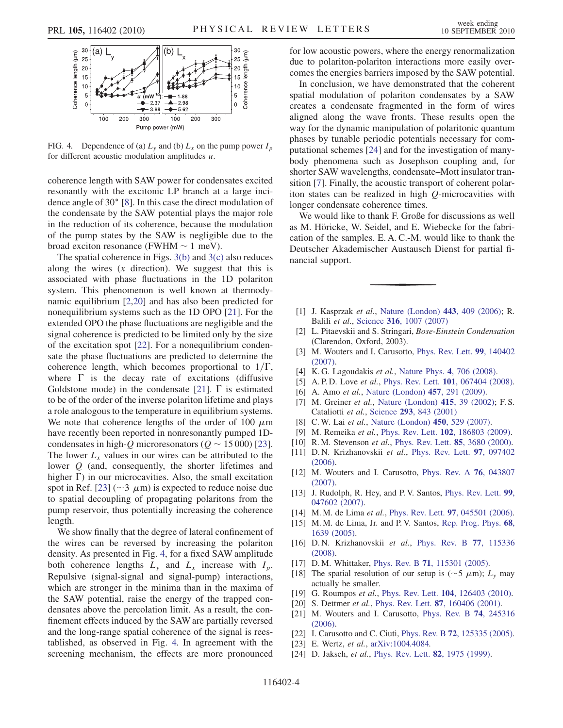(a) $L_y$

(b) $L_x$

Coherence length (μm)

30 25 20 15 10 5 0

100 200 300

Pump power (mW)

$u$ (mW$^{1/2}$): 1.88, 2.37, 2.98, 3.98, 5.62

FIG. 4. Dependence of (a) $L_y$ and (b) $L_x$ on the pump power $I_p$ for different acoustic modulation amplitudes $u$.

coherence length with SAW power for condensates excited resonantly with the excitonic LP branch at a large incidence angle of 30° [8]. In this case the direct modulation of the condensate by the SAW potential plays the major role in the reduction of its coherence, because the modulation of the pump states by the SAW is negligible due to the broad exciton resonance (FWHM $\sim$ 1 meV).

The spatial coherence in Figs. 3(b) and 3(c) also reduces along the wires ($x$ direction). We suggest that this is associated with phase fluctuations in the 1D polariton system. This phenomenon is well known at thermodynamic equilibrium [2,20] and has also been predicted for nonequilibrium systems such as the 1D OPO [21]. For the extended OPO the phase fluctuations are negligible and the signal coherence is predicted to be limited only by the size of the excitation spot [22]. For a nonequilibrium condensate the phase fluctuations are predicted to determine the coherence length, which becomes proportional to $1/\Gamma$, where $\Gamma$ is the decay rate of excitations (diffusive Goldstone mode) in the condensate [21]. $\Gamma$ is estimated to be of the order of the inverse polariton lifetime and plays a role analogous to the temperature in equilibrium systems. We note that coherence lengths of the order of 100 $\mu$m have recently been reported in nonresonantly pumped 1D-condensates in high-$Q$ microresonators ($Q \sim 15\,000$) [23]. The lower $L_x$ values in our wires can be attributed to the lower $Q$ (and, consequently, the shorter lifetimes and higher $\Gamma$) in our microcavities. Also, the small excitation spot in Ref. [23] ($\sim$3 $\mu$m) is expected to reduce noise due to spatial decoupling of propagating polaritons from the pump reservoir, thus potentially increasing the coherence length.

We show finally that the degree of lateral confinement of the wires can be reversed by increasing the polariton density. As presented in Fig. 4, for a fixed SAW amplitude both coherence lengths $L_y$ and $L_x$ increase with $I_p$. Repulsive (signal-signal and signal-pump) interactions, which are stronger in the minima than in the maxima of the SAW potential, raise the energy of the trapped condensates above the percolation limit. As a result, the confinement effects induced by the SAW are partially reversed and the long-range spatial coherence of the signal is reestablished, as observed in Fig. 4. In agreement with the screening mechanism, the effects are more pronounced for low acoustic powers, where the energy renormalization due to polariton-polariton interactions more easily overcomes the energies barriers imposed by the SAW potential.

In conclusion, we have demonstrated that the coherent spatial modulation of polariton condensates by a SAW creates a condensate fragmented in the form of wires aligned along the wave fronts. These results open the way for the dynamic manipulation of polaritonic quantum phases by tunable periodic potentials necessary for computational schemes [24] and for the investigation of many-body phenomena such as Josephson coupling and, for shorter SAW wavelengths, condensate–Mott insulator transition [7]. Finally, the acoustic transport of coherent polariton states can be realized in high $Q$-microcavities with longer condensate coherence times.

We would like to thank F. Große for discussions as well as M. Höricke, W. Seidel, and E. Wiebecke for the fabrication of the samples. E. A. C.-M. would like to thank the Deutscher Akademischer Austausch Dienst for partial financial support.

[1] J. Kasprzak *et al.*, Nature (London) **443**, 409 (2006); R. Balili *et al.*, Science **316**, 1007 (2007)

[2] L. Pitaevskii and S. Stringari, *Bose-Einstein Condensation* (Clarendon, Oxford, 2003).

[3] M. Wouters and I. Carusotto, Phys. Rev. Lett. **99**, 140402 (2007).

[4] K. G. Lagoudakis *et al.*, Nature Phys. **4**, 706 (2008).

[5] A. P. D. Love *et al.*, Phys. Rev. Lett. **101**, 067404 (2008).

[6] A. Amo *et al.*, Nature (London) **457**, 291 (2009).

[7] M. Greiner *et al.*, Nature (London) **415**, 39 (2002); F. S. Cataliotti *et al.*, Science **293**, 843 (2001)

[8] C. W. Lai *et al.*, Nature (London) **450**, 529 (2007).

[9] M. Remeika *et al.*, Phys. Rev. Lett. **102**, 186803 (2009).

[10] R. M. Stevenson *et al.*, Phys. Rev. Lett. **85**, 3680 (2000).

[11] D. N. Krizhanovskii *et al.*, Phys. Rev. Lett. **97**, 097402 (2006).

[12] M. Wouters and I. Carusotto, Phys. Rev. A **76**, 043807 (2007).

[13] J. Rudolph, R. Hey, and P. V. Santos, Phys. Rev. Lett. **99**, 047602 (2007).

[14] M. M. de Lima *et al.*, Phys. Rev. Lett. **97**, 045501 (2006).

[15] M. M. de Lima, Jr. and P. V. Santos, Rep. Prog. Phys. **68**, 1639 (2005).

[16] D. N. Krizhanovskii *et al.*, Phys. Rev. B **77**, 115336 (2008).

[17] D. M. Whittaker, Phys. Rev. B **71**, 115301 (2005).

[18] The spatial resolution of our setup is ($\sim$5 $\mu$m); $L_y$ may actually be smaller.

[19] G. Roumpos *et al.*, Phys. Rev. Lett. **104**, 126403 (2010).

[20] S. Dettmer *et al.*, Phys. Rev. Lett. **87**, 160406 (2001).

[21] M. Wouters and I. Carusotto, Phys. Rev. B **74**, 245316 (2006).

[22] I. Carusotto and C. Ciuti, Phys. Rev. B **72**, 125335 (2005).

[23] E. Wertz, *et al.*, arXiv:1004.4084.

[24] D. Jaksch, *et al.*, Phys. Rev. Lett. **82**, 1975 (1999).